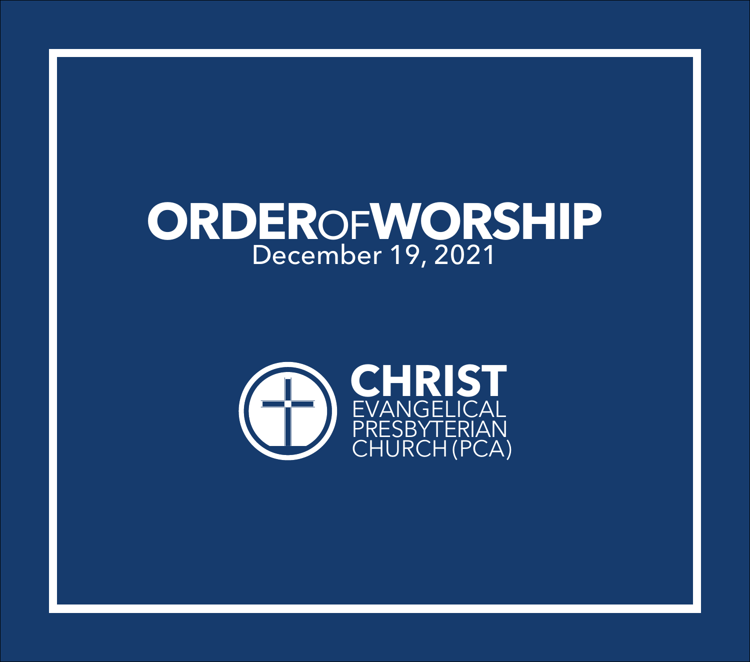# ORDER OF WORSHIP

December 19, 2021

**CHRIST**
EVANGELICAL
PRESBYTERIAN
CHURCH (PCA)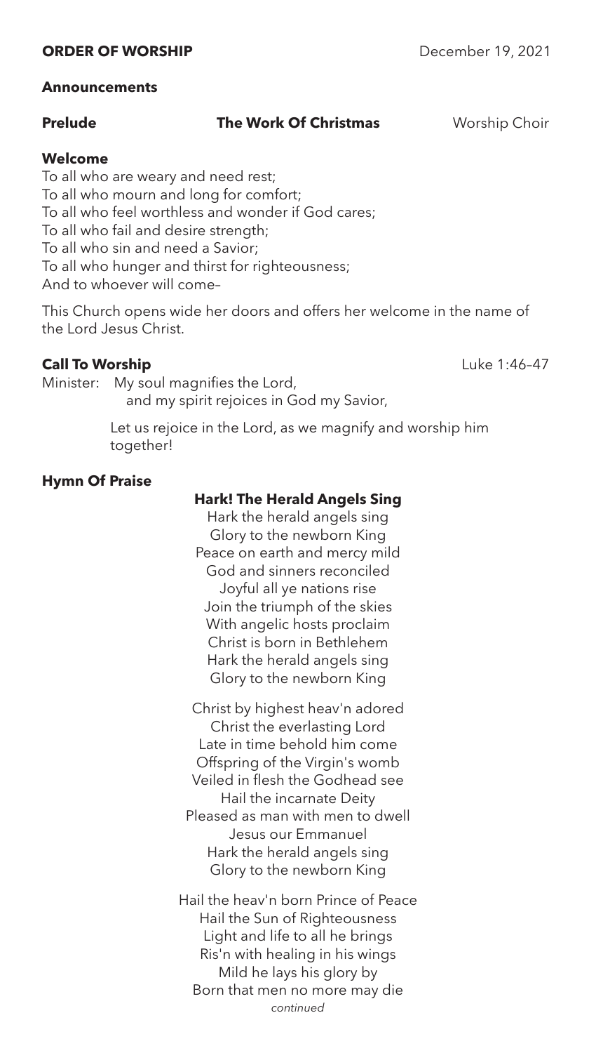**ORDER OF WORSHIP** December 19, 2021

**Announcements**

**Prelude** **The Work Of Christmas** Worship Choir

**Welcome**

To all who are weary and need rest;
To all who mourn and long for comfort;
To all who feel worthless and wonder if God cares;
To all who fail and desire strength;
To all who sin and need a Savior;
To all who hunger and thirst for righteousness;
And to whoever will come–

This Church opens wide her doors and offers her welcome in the name of the Lord Jesus Christ.

**Call To Worship** Luke 1:46–47

Minister: My soul magnifies the Lord,
and my spirit rejoices in God my Savior,

Let us rejoice in the Lord, as we magnify and worship him together!

**Hymn Of Praise**

**Hark! The Herald Angels Sing**

Hark the herald angels sing
Glory to the newborn King
Peace on earth and mercy mild
God and sinners reconciled
Joyful all ye nations rise
Join the triumph of the skies
With angelic hosts proclaim
Christ is born in Bethlehem
Hark the herald angels sing
Glory to the newborn King

Christ by highest heav'n adored
Christ the everlasting Lord
Late in time behold him come
Offspring of the Virgin's womb
Veiled in flesh the Godhead see
Hail the incarnate Deity
Pleased as man with men to dwell
Jesus our Emmanuel
Hark the herald angels sing
Glory to the newborn King

Hail the heav'n born Prince of Peace
Hail the Sun of Righteousness
Light and life to all he brings
Ris'n with healing in his wings
Mild he lays his glory by
Born that men no more may die

*continued*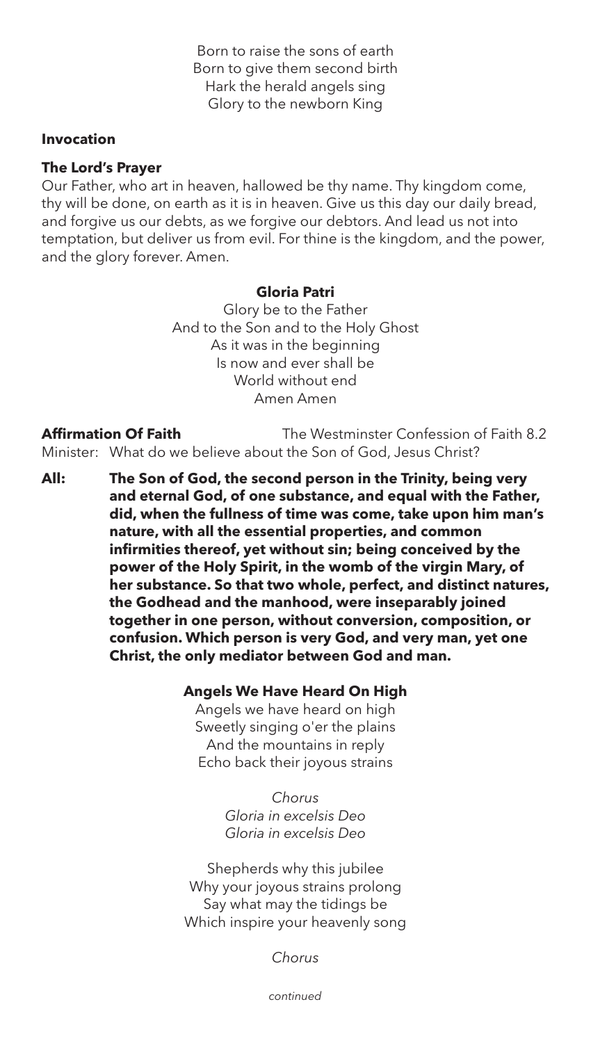Born to raise the sons of earth
Born to give them second birth
Hark the herald angels sing
Glory to the newborn King

**Invocation**

**The Lord's Prayer**

Our Father, who art in heaven, hallowed be thy name. Thy kingdom come, thy will be done, on earth as it is in heaven. Give us this day our daily bread, and forgive us our debts, as we forgive our debtors. And lead us not into temptation, but deliver us from evil. For thine is the kingdom, and the power, and the glory forever. Amen.

**Gloria Patri**

Glory be to the Father
And to the Son and to the Holy Ghost
As it was in the beginning
Is now and ever shall be
World without end
Amen Amen

**Affirmation Of Faith** The Westminster Confession of Faith 8.2

Minister: What do we believe about the Son of God, Jesus Christ?

**All: The Son of God, the second person in the Trinity, being very and eternal God, of one substance, and equal with the Father, did, when the fullness of time was come, take upon him man's nature, with all the essential properties, and common infirmities thereof, yet without sin; being conceived by the power of the Holy Spirit, in the womb of the virgin Mary, of her substance. So that two whole, perfect, and distinct natures, the Godhead and the manhood, were inseparably joined together in one person, without conversion, composition, or confusion. Which person is very God, and very man, yet one Christ, the only mediator between God and man.**

**Angels We Have Heard On High**

Angels we have heard on high
Sweetly singing o'er the plains
And the mountains in reply
Echo back their joyous strains

*Chorus*
*Gloria in excelsis Deo*
*Gloria in excelsis Deo*

Shepherds why this jubilee
Why your joyous strains prolong
Say what may the tidings be
Which inspire your heavenly song

*Chorus*

*continued*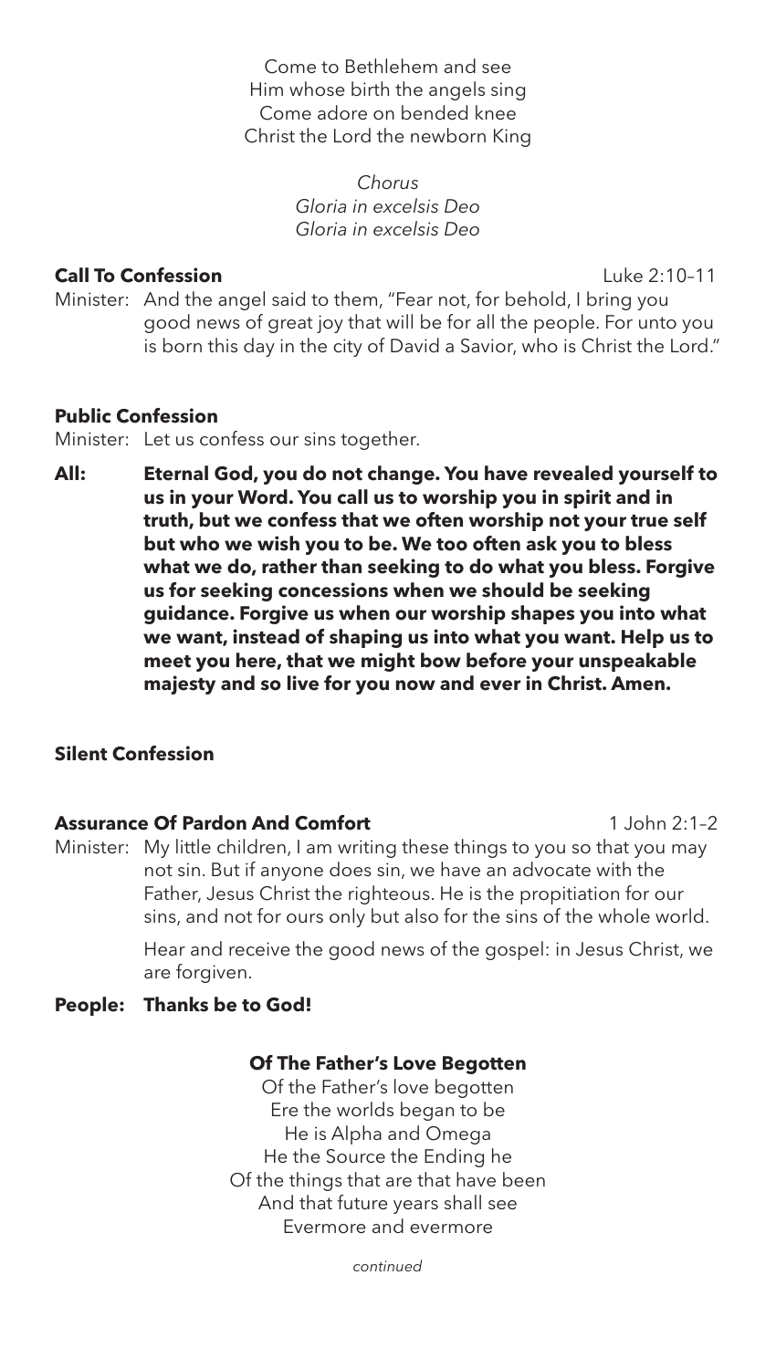Come to Bethlehem and see
Him whose birth the angels sing
Come adore on bended knee
Christ the Lord the newborn King

*Chorus*
*Gloria in excelsis Deo*
*Gloria in excelsis Deo*

**Call To Confession** Luke 2:10–11

Minister: And the angel said to them, "Fear not, for behold, I bring you good news of great joy that will be for all the people. For unto you is born this day in the city of David a Savior, who is Christ the Lord."

**Public Confession**

Minister: Let us confess our sins together.

**All: Eternal God, you do not change. You have revealed yourself to us in your Word. You call us to worship you in spirit and in truth, but we confess that we often worship not your true self but who we wish you to be. We too often ask you to bless what we do, rather than seeking to do what you bless. Forgive us for seeking concessions when we should be seeking guidance. Forgive us when our worship shapes you into what we want, instead of shaping us into what you want. Help us to meet you here, that we might bow before your unspeakable majesty and so live for you now and ever in Christ. Amen.**

**Silent Confession**

**Assurance Of Pardon And Comfort** 1 John 2:1–2

Minister: My little children, I am writing these things to you so that you may not sin. But if anyone does sin, we have an advocate with the Father, Jesus Christ the righteous. He is the propitiation for our sins, and not for ours only but also for the sins of the whole world.

Hear and receive the good news of the gospel: in Jesus Christ, we are forgiven.

**People: Thanks be to God!**

**Of The Father's Love Begotten**

Of the Father's love begotten
Ere the worlds began to be
He is Alpha and Omega
He the Source the Ending he
Of the things that are that have been
And that future years shall see
Evermore and evermore

*continued*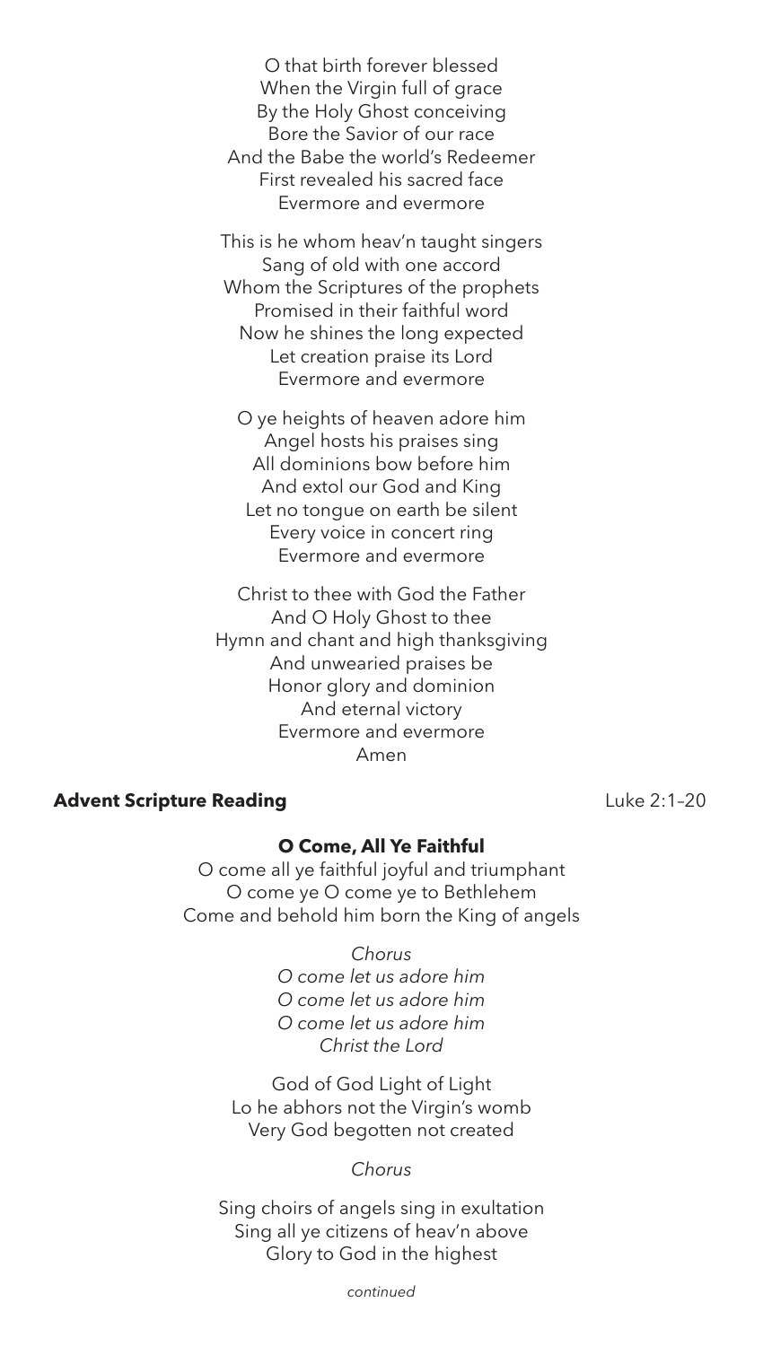O that birth forever blessed
When the Virgin full of grace
By the Holy Ghost conceiving
Bore the Savior of our race
And the Babe the world's Redeemer
First revealed his sacred face
Evermore and evermore

This is he whom heav'n taught singers
Sang of old with one accord
Whom the Scriptures of the prophets
Promised in their faithful word
Now he shines the long expected
Let creation praise its Lord
Evermore and evermore

O ye heights of heaven adore him
Angel hosts his praises sing
All dominions bow before him
And extol our God and King
Let no tongue on earth be silent
Every voice in concert ring
Evermore and evermore

Christ to thee with God the Father
And O Holy Ghost to thee
Hymn and chant and high thanksgiving
And unwearied praises be
Honor glory and dominion
And eternal victory
Evermore and evermore
Amen

**Advent Scripture Reading** Luke 2:1–20

**O Come, All Ye Faithful**

O come all ye faithful joyful and triumphant
O come ye O come ye to Bethlehem
Come and behold him born the King of angels

*Chorus*
*O come let us adore him*
*O come let us adore him*
*O come let us adore him*
*Christ the Lord*

God of God Light of Light
Lo he abhors not the Virgin's womb
Very God begotten not created

*Chorus*

Sing choirs of angels sing in exultation
Sing all ye citizens of heav'n above
Glory to God in the highest

*continued*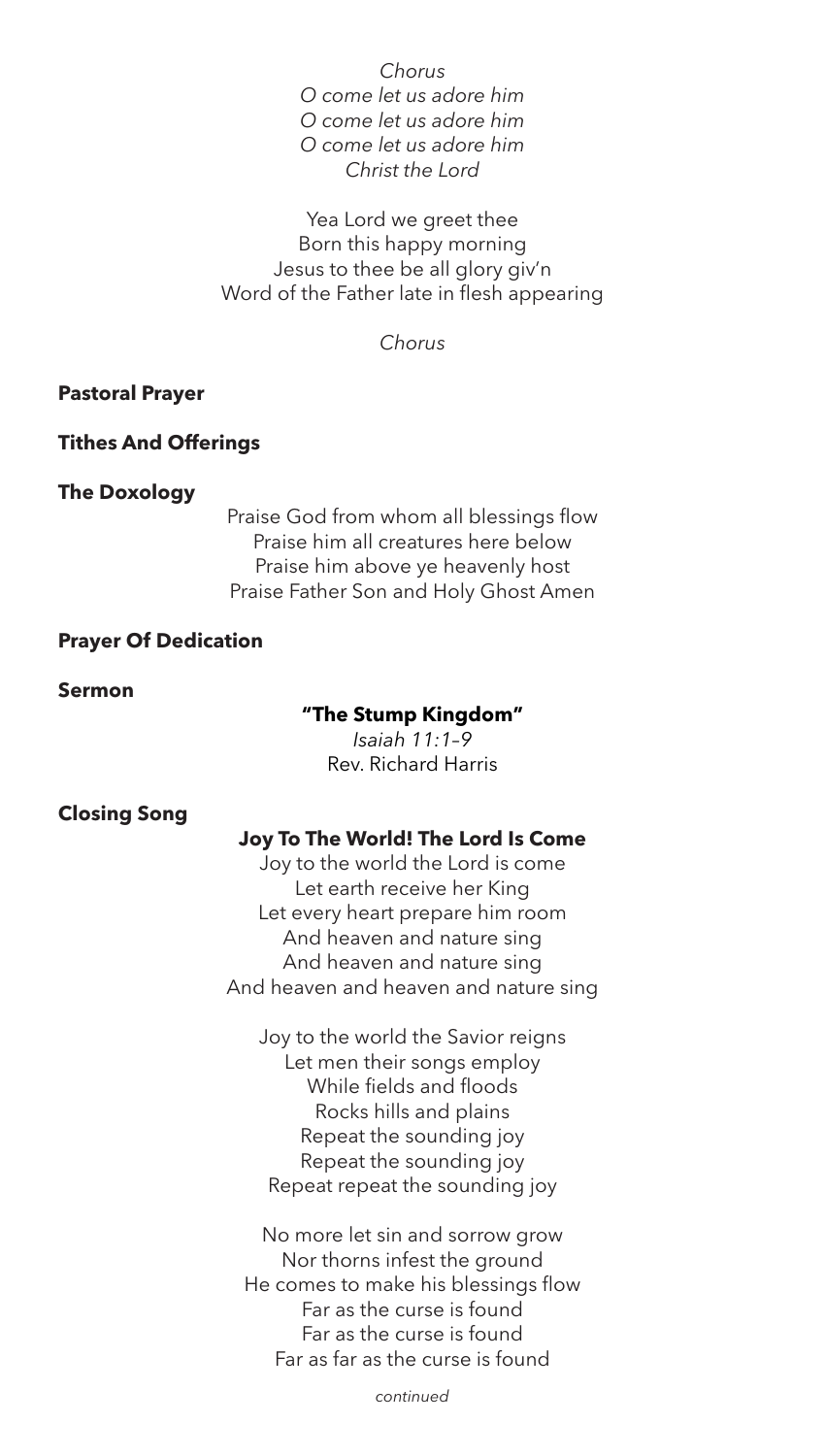*Chorus*
*O come let us adore him*
*O come let us adore him*
*O come let us adore him*
*Christ the Lord*

Yea Lord we greet thee
Born this happy morning
Jesus to thee be all glory giv'n
Word of the Father late in flesh appearing

*Chorus*

**Pastoral Prayer**

**Tithes And Offerings**

**The Doxology**

Praise God from whom all blessings flow
Praise him all creatures here below
Praise him above ye heavenly host
Praise Father Son and Holy Ghost Amen

**Prayer Of Dedication**

**Sermon**

**"The Stump Kingdom"**
*Isaiah 11:1–9*
Rev. Richard Harris

**Closing Song**

**Joy To The World! The Lord Is Come**

Joy to the world the Lord is come
Let earth receive her King
Let every heart prepare him room
And heaven and nature sing
And heaven and nature sing
And heaven and heaven and nature sing

Joy to the world the Savior reigns
Let men their songs employ
While fields and floods
Rocks hills and plains
Repeat the sounding joy
Repeat the sounding joy
Repeat repeat the sounding joy

No more let sin and sorrow grow
Nor thorns infest the ground
He comes to make his blessings flow
Far as the curse is found
Far as the curse is found
Far as far as the curse is found

*continued*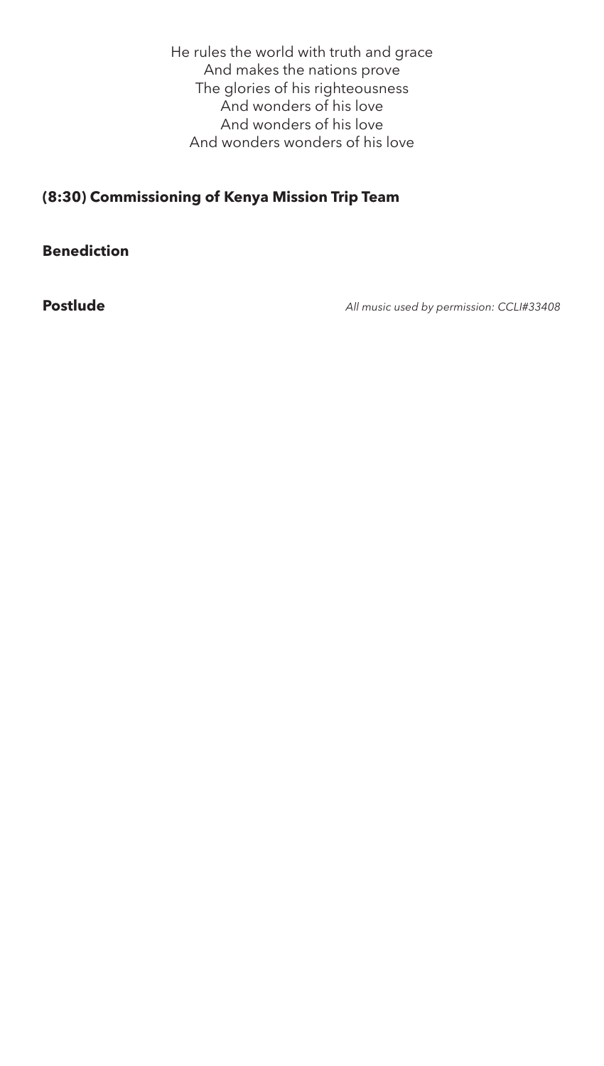He rules the world with truth and grace  
And makes the nations prove  
The glories of his righteousness  
And wonders of his love  
And wonders of his love  
And wonders wonders of his love

**(8:30) Commissioning of Kenya Mission Trip Team**

**Benediction**

**Postlude**

*All music used by permission: CCLI#33408*